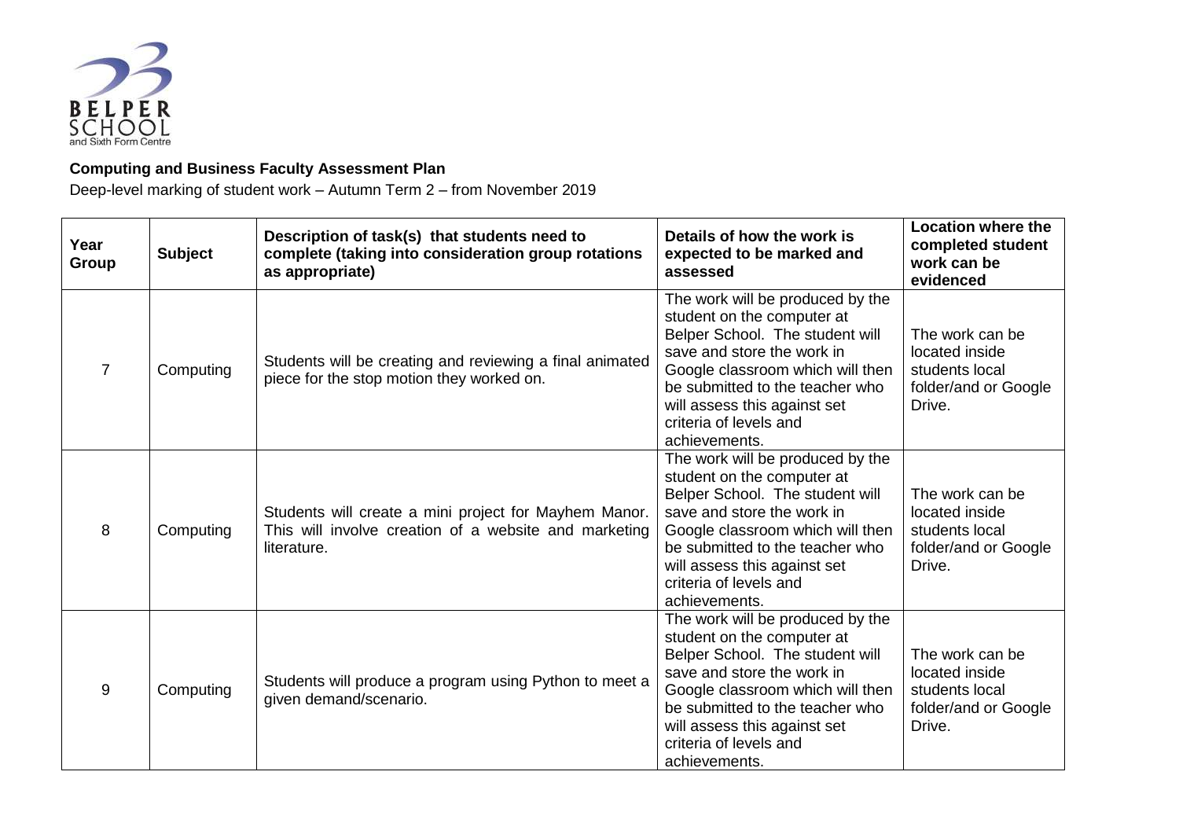**Computing and Business Faculty Assessment Plan**

Deep-level marking of student work – Autumn Term 2 – from November 2019

| Year Group | Subject | Description of task(s) that students need to complete (taking into consideration group rotations as appropriate) | Details of how the work is expected to be marked and assessed | Location where the completed student work can be evidenced |
|---|---|---|---|---|
| 7 | Computing | Students will be creating and reviewing a final animated piece for the stop motion they worked on. | The work will be produced by the student on the computer at Belper School. The student will save and store the work in Google classroom which will then be submitted to the teacher who will assess this against set criteria of levels and achievements. | The work can be located inside students local folder/and or Google Drive. |
| 8 | Computing | Students will create a mini project for Mayhem Manor. This will involve creation of a website and marketing literature. | The work will be produced by the student on the computer at Belper School. The student will save and store the work in Google classroom which will then be submitted to the teacher who will assess this against set criteria of levels and achievements. | The work can be located inside students local folder/and or Google Drive. |
| 9 | Computing | Students will produce a program using Python to meet a given demand/scenario. | The work will be produced by the student on the computer at Belper School. The student will save and store the work in Google classroom which will then be submitted to the teacher who will assess this against set criteria of levels and achievements. | The work can be located inside students local folder/and or Google Drive. |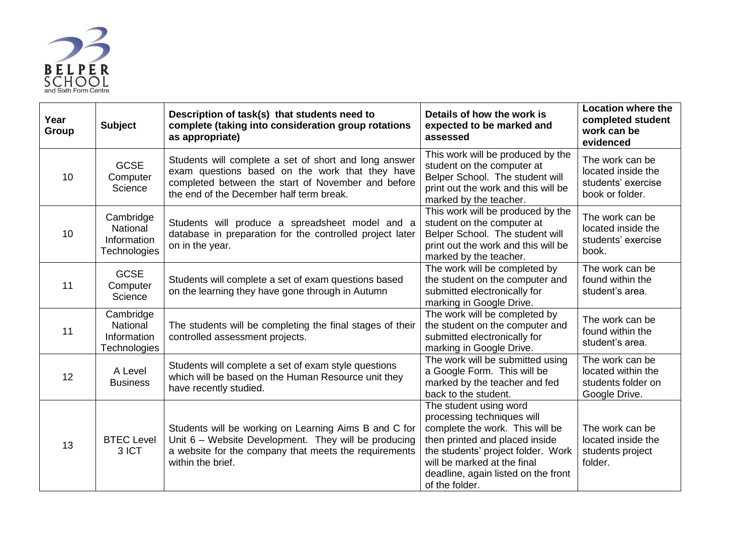| Year Group | Subject | Description of task(s) that students need to complete (taking into consideration group rotations as appropriate) | Details of how the work is expected to be marked and assessed | Location where the completed student work can be evidenced |
|---|---|---|---|---|
| 10 | GCSE Computer Science | Students will complete a set of short and long answer exam questions based on the work that they have completed between the start of November and before the end of the December half term break. | This work will be produced by the student on the computer at Belper School. The student will print out the work and this will be marked by the teacher. | The work can be located inside the students' exercise book or folder. |
| 10 | Cambridge National Information Technologies | Students will produce a spreadsheet model and a database in preparation for the controlled project later on in the year. | This work will be produced by the student on the computer at Belper School. The student will print out the work and this will be marked by the teacher. | The work can be located inside the students' exercise book. |
| 11 | GCSE Computer Science | Students will complete a set of exam questions based on the learning they have gone through in Autumn | The work will be completed by the student on the computer and submitted electronically for marking in Google Drive. | The work can be found within the student's area. |
| 11 | Cambridge National Information Technologies | The students will be completing the final stages of their controlled assessment projects. | The work will be completed by the student on the computer and submitted electronically for marking in Google Drive. | The work can be found within the student's area. |
| 12 | A Level Business | Students will complete a set of exam style questions which will be based on the Human Resource unit they have recently studied. | The work will be submitted using a Google Form. This will be marked by the teacher and fed back to the student. | The work can be located within the students folder on Google Drive. |
| 13 | BTEC Level 3 ICT | Students will be working on Learning Aims B and C for Unit 6 – Website Development. They will be producing a website for the company that meets the requirements within the brief. | The student using word processing techniques will complete the work. This will be then printed and placed inside the students' project folder. Work will be marked at the final deadline, again listed on the front of the folder. | The work can be located inside the students project folder. |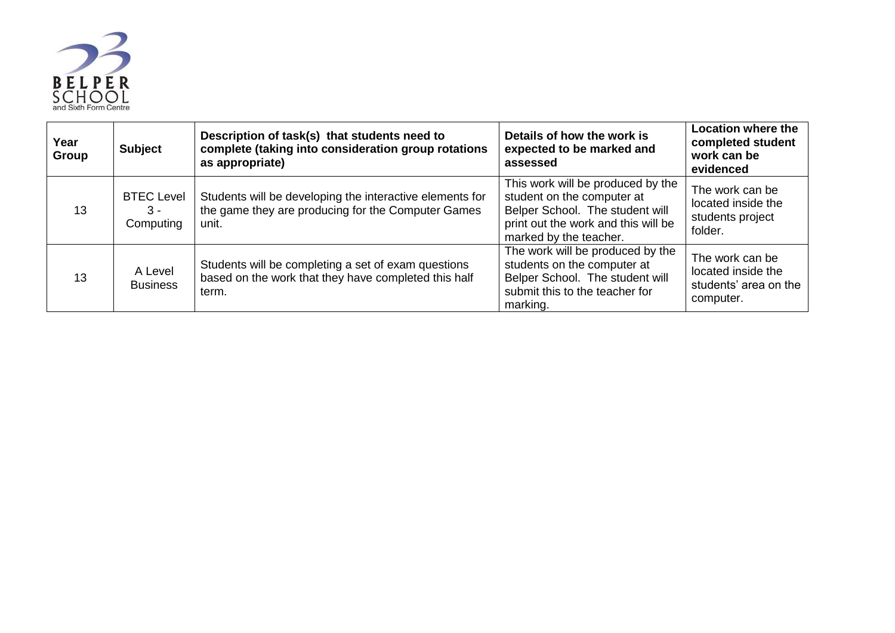| Year Group | Subject | Description of task(s) that students need to complete (taking into consideration group rotations as appropriate) | Details of how the work is expected to be marked and assessed | Location where the completed student work can be evidenced |
|---|---|---|---|---|
| 13 | BTEC Level 3 - Computing | Students will be developing the interactive elements for the game they are producing for the Computer Games unit. | This work will be produced by the student on the computer at Belper School. The student will print out the work and this will be marked by the teacher. | The work can be located inside the students project folder. |
| 13 | A Level Business | Students will be completing a set of exam questions based on the work that they have completed this half term. | The work will be produced by the students on the computer at Belper School. The student will submit this to the teacher for marking. | The work can be located inside the students' area on the computer. |